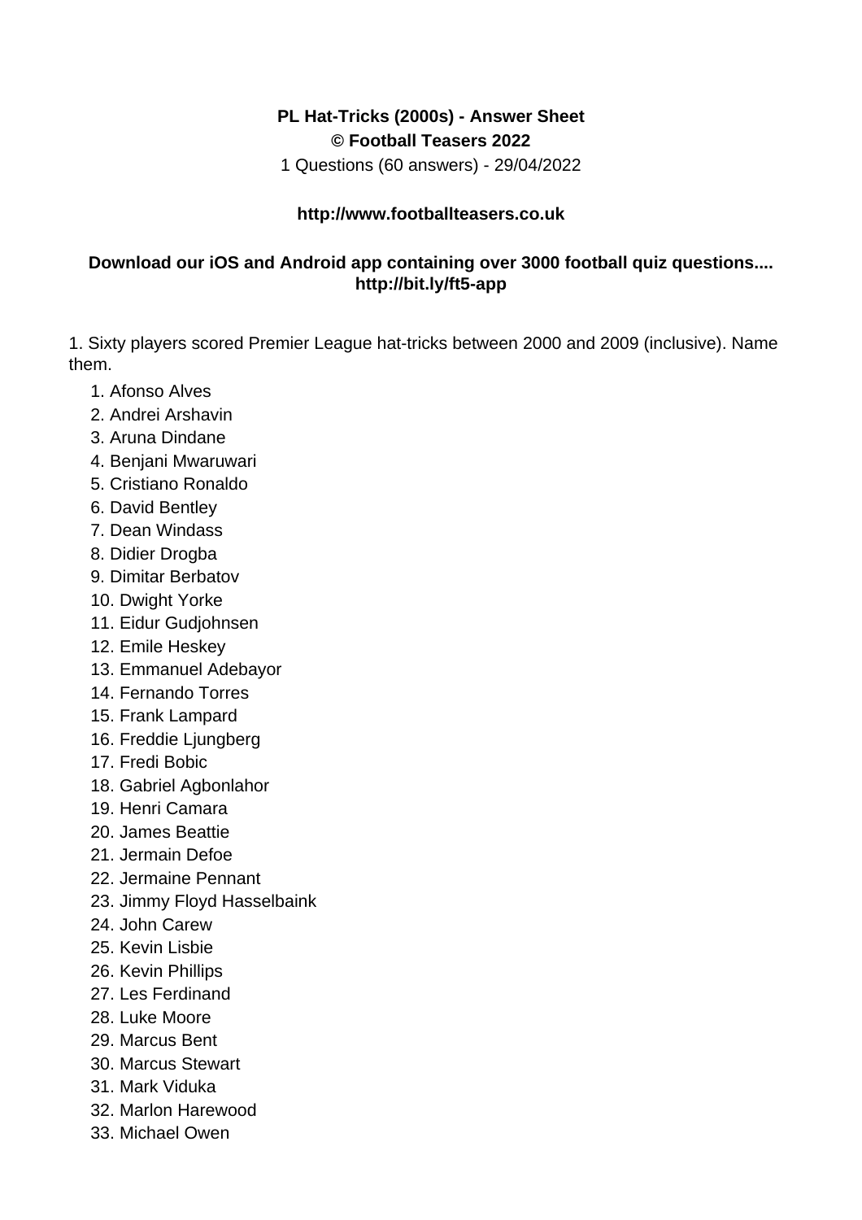**PL Hat-Tricks (2000s) - Answer Sheet**
**© Football Teasers 2022**
1 Questions (60 answers) - 29/04/2022

**http://www.footballteasers.co.uk**

**Download our iOS and Android app containing over 3000 football quiz questions....**
**http://bit.ly/ft5-app**

1. Sixty players scored Premier League hat-tricks between 2000 and 2009 (inclusive). Name them.

1. Afonso Alves
2. Andrei Arshavin
3. Aruna Dindane
4. Benjani Mwaruwari
5. Cristiano Ronaldo
6. David Bentley
7. Dean Windass
8. Didier Drogba
9. Dimitar Berbatov
10. Dwight Yorke
11. Eidur Gudjohnsen
12. Emile Heskey
13. Emmanuel Adebayor
14. Fernando Torres
15. Frank Lampard
16. Freddie Ljungberg
17. Fredi Bobic
18. Gabriel Agbonlahor
19. Henri Camara
20. James Beattie
21. Jermain Defoe
22. Jermaine Pennant
23. Jimmy Floyd Hasselbaink
24. John Carew
25. Kevin Lisbie
26. Kevin Phillips
27. Les Ferdinand
28. Luke Moore
29. Marcus Bent
30. Marcus Stewart
31. Mark Viduka
32. Marlon Harewood
33. Michael Owen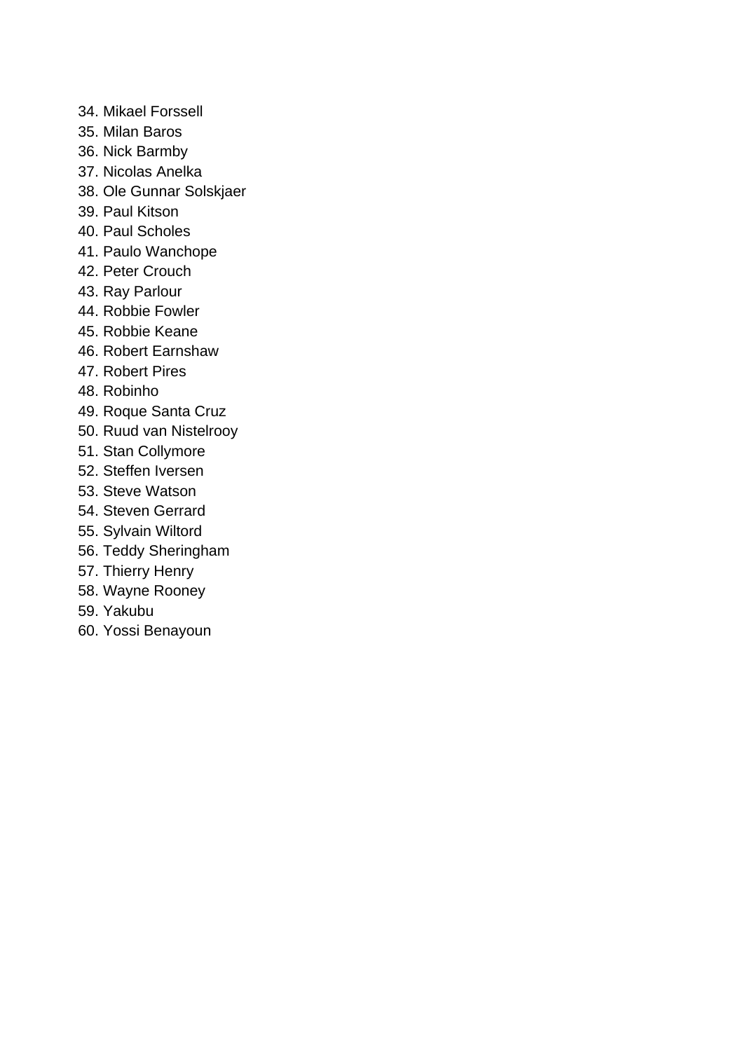34. Mikael Forssell
35. Milan Baros
36. Nick Barmby
37. Nicolas Anelka
38. Ole Gunnar Solskjaer
39. Paul Kitson
40. Paul Scholes
41. Paulo Wanchope
42. Peter Crouch
43. Ray Parlour
44. Robbie Fowler
45. Robbie Keane
46. Robert Earnshaw
47. Robert Pires
48. Robinho
49. Roque Santa Cruz
50. Ruud van Nistelrooy
51. Stan Collymore
52. Steffen Iversen
53. Steve Watson
54. Steven Gerrard
55. Sylvain Wiltord
56. Teddy Sheringham
57. Thierry Henry
58. Wayne Rooney
59. Yakubu
60. Yossi Benayoun